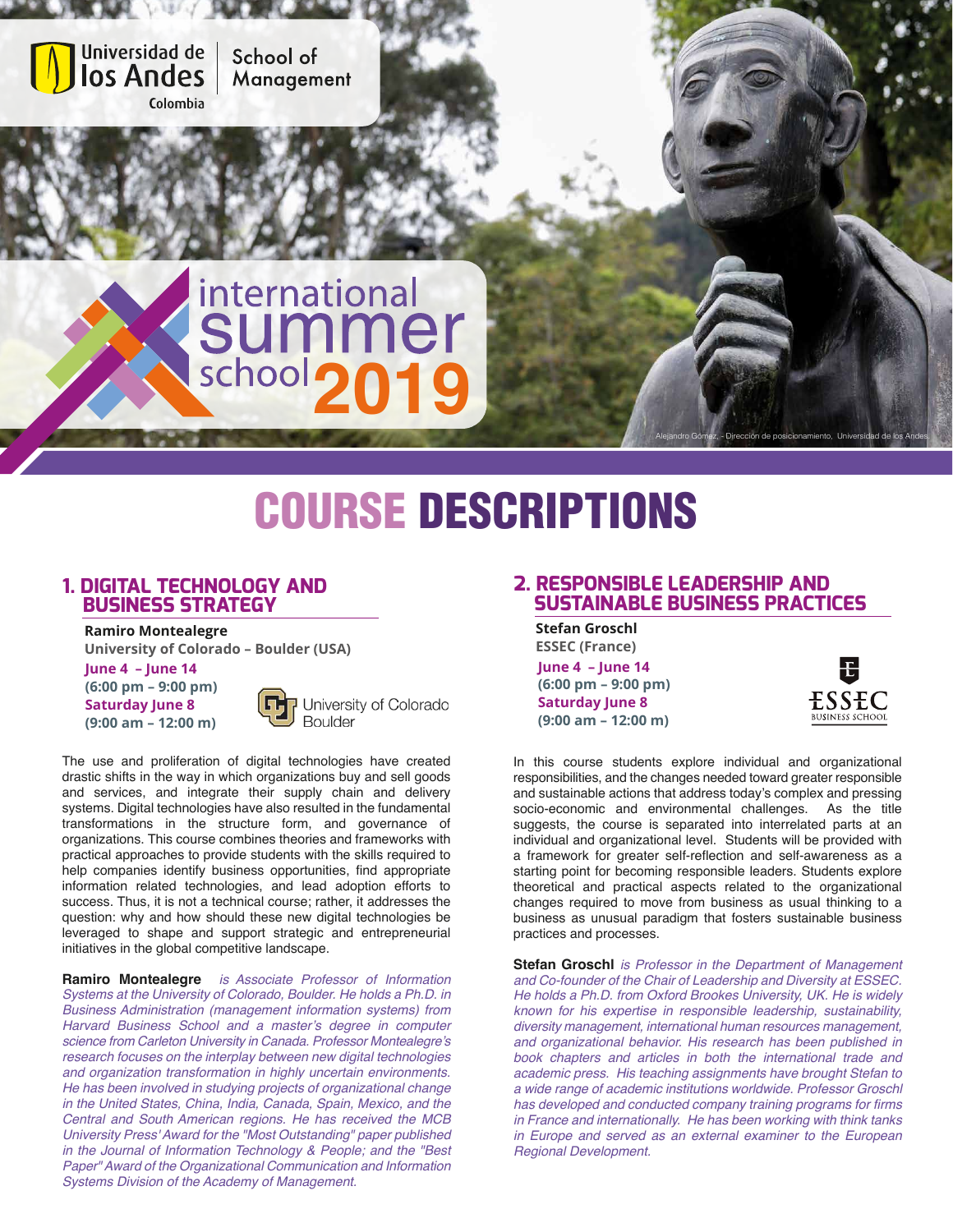Universidad de los Andes Colombia | School of Management

# international summer school 2019

Alejandro Gómez, - Dirección de posicionamiento, Universidad de los Andes

# COURSE DESCRIPTIONS

## 1. DIGITAL TECHNOLOGY AND BUSINESS STRATEGY

**Ramiro Montealegre**
**University of Colorado – Boulder (USA)**
**June 4 – June 14**
**(6:00 pm – 9:00 pm)**
**Saturday June 8**
**(9:00 am – 12:00 m)**

University of Colorado Boulder

The use and proliferation of digital technologies have created drastic shifts in the way in which organizations buy and sell goods and services, and integrate their supply chain and delivery systems. Digital technologies have also resulted in the fundamental transformations in the structure form, and governance of organizations. This course combines theories and frameworks with practical approaches to provide students with the skills required to help companies identify business opportunities, find appropriate information related technologies, and lead adoption efforts to success. Thus, it is not a technical course; rather, it addresses the question: why and how should these new digital technologies be leveraged to shape and support strategic and entrepreneurial initiatives in the global competitive landscape.

**Ramiro Montealegre** *is Associate Professor of Information Systems at the University of Colorado, Boulder. He holds a Ph.D. in Business Administration (management information systems) from Harvard Business School and a master's degree in computer science from Carleton University in Canada. Professor Montealegre's research focuses on the interplay between new digital technologies and organization transformation in highly uncertain environments. He has been involved in studying projects of organizational change in the United States, China, India, Canada, Spain, Mexico, and the Central and South American regions. He has received the MCB University Press' Award for the "Most Outstanding" paper published in the Journal of Information Technology & People; and the "Best Paper" Award of the Organizational Communication and Information Systems Division of the Academy of Management.*

## 2. RESPONSIBLE LEADERSHIP AND SUSTAINABLE BUSINESS PRACTICES

**Stefan Groschl**
**ESSEC (France)**
**June 4 – June 14**
**(6:00 pm – 9:00 pm)**
**Saturday June 8**
**(9:00 am – 12:00 m)**

ESSEC BUSINESS SCHOOL

In this course students explore individual and organizational responsibilities, and the changes needed toward greater responsible and sustainable actions that address today's complex and pressing socio-economic and environmental challenges. As the title suggests, the course is separated into interrelated parts at an individual and organizational level. Students will be provided with a framework for greater self-reflection and self-awareness as a starting point for becoming responsible leaders. Students explore theoretical and practical aspects related to the organizational changes required to move from business as usual thinking to a business as unusual paradigm that fosters sustainable business practices and processes.

**Stefan Groschl** *is Professor in the Department of Management and Co-founder of the Chair of Leadership and Diversity at ESSEC. He holds a Ph.D. from Oxford Brookes University, UK. He is widely known for his expertise in responsible leadership, sustainability, diversity management, international human resources management, and organizational behavior. His research has been published in book chapters and articles in both the international trade and academic press. His teaching assignments have brought Stefan to a wide range of academic institutions worldwide. Professor Groschl has developed and conducted company training programs for firms in France and internationally. He has been working with think tanks in Europe and served as an external examiner to the European Regional Development.*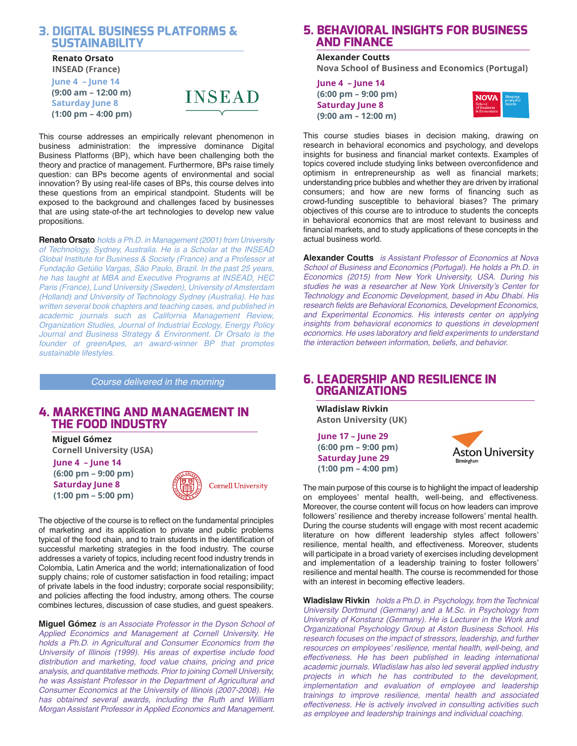## 3. DIGITAL BUSINESS PLATFORMS & SUSTAINABILITY

**Renato Orsato**
**INSEAD (France)**

**June 4 – June 14**
**(9:00 am – 12:00 m)**
**Saturday June 8**
**(1:00 pm – 4:00 pm)**

INSEAD

This course addresses an empirically relevant phenomenon in business administration: the impressive dominance Digital Business Platforms (BP), which have been challenging both the theory and practice of management. Furthermore, BPs raise timely question: can BPs become agents of environmental and social innovation? By using real-life cases of BPs, this course delves into these questions from an empirical standpoint. Students will be exposed to the background and challenges faced by businesses that are using state-of-the art technologies to develop new value propositions.

**Renato Orsato** *holds a Ph.D. in Management (2001) from University of Technology, Sydney, Australia. He is a Scholar at the INSEAD Global Institute for Business & Society (France) and a Professor at Fundação Getúlio Vargas, São Paulo, Brazil. In the past 25 years, he has taught at MBA and Executive Programs at INSEAD, HEC Paris (France), Lund University (Sweden), University of Amsterdam (Holland) and University of Technology Sydney (Australia). He has written several book chapters and teaching cases, and published in academic journals such as California Management Review, Organization Studies, Journal of Industrial Ecology, Energy Policy Journal and Business Strategy & Environment. Dr Orsato is the founder of greenApes, an award-winner BP that promotes sustainable lifestyles.*

*Course delivered in the morning*

## 4. MARKETING AND MANAGEMENT IN THE FOOD INDUSTRY

**Miguel Gómez**
**Cornell University (USA)**

**June 4 – June 14**
**(6:00 pm – 9:00 pm)**
**Saturday June 8**
**(1:00 pm – 5:00 pm)**

Cornell University

The objective of the course is to reflect on the fundamental principles of marketing and its application to private and public problems typical of the food chain, and to train students in the identification of successful marketing strategies in the food industry. The course addresses a variety of topics, including recent food industry trends in Colombia, Latin America and the world; internationalization of food supply chains; role of customer satisfaction in food retailing; impact of private labels in the food industry; corporate social responsibility; and policies affecting the food industry, among others. The course combines lectures, discussion of case studies, and guest speakers.

**Miguel Gómez** *is an Associate Professor in the Dyson School of Applied Economics and Management at Cornell University. He holds a Ph.D. in Agricultural and Consumer Economics from the University of Illinois (1999). His areas of expertise include food distribution and marketing, food value chains, pricing and price analysis, and quantitative methods. Prior to joining Cornell University, he was Assistant Professor in the Department of Agricultural and Consumer Economics at the University of Illinois (2007-2008). He has obtained several awards, including the Ruth and William Morgan Assistant Professor in Applied Economics and Management.*

## 5. BEHAVIORAL INSIGHTS FOR BUSINESS AND FINANCE

**Alexander Coutts**
**Nova School of Business and Economics (Portugal)**

**June 4 – June 14**
**(6:00 pm – 9:00 pm)**
**Saturday June 8**
**(9:00 am – 12:00 m)**

NOVA School of Business & Economics — Shaping powerful minds

This course studies biases in decision making, drawing on research in behavioral economics and psychology, and develops insights for business and financial market contexts. Examples of topics covered include studying links between overconfidence and optimism in entrepreneurship as well as financial markets; understanding price bubbles and whether they are driven by irrational consumers; and how are new forms of financing such as crowd-funding susceptible to behavioral biases? The primary objectives of this course are to introduce to students the concepts in behavioral economics that are most relevant to business and financial markets, and to study applications of these concepts in the actual business world.

**Alexander Coutts** *is Assistant Professor of Economics at Nova School of Business and Economics (Portugal). He holds a Ph.D. in Economics (2015) from New York University, USA. During his studies he was a researcher at New York University's Center for Technology and Economic Development, based in Abu Dhabi. His research fields are Behavioral Economics, Development Economics, and Experimental Economics. His interests center on applying insights from behavioral economics to questions in development economics. He uses laboratory and field experiments to understand the interaction between information, beliefs, and behavior.*

## 6. LEADERSHIP AND RESILIENCE IN ORGANIZATIONS

**Wladislaw Rivkin**
**Aston University (UK)**

**June 17 – June 29**
**(6:00 pm – 9:00 pm)**
**Saturday June 29**
**(1:00 pm – 4:00 pm)**

Aston University Birmingham

The main purpose of this course is to highlight the impact of leadership on employees' mental health, well-being, and effectiveness. Moreover, the course content will focus on how leaders can improve followers' resilience and thereby increase followers' mental health. During the course students will engage with most recent academic literature on how different leadership styles affect followers' resilience, mental health, and effectiveness. Moreover, students will participate in a broad variety of exercises including development and implementation of a leadership training to foster followers' resilience and mental health. The course is recommended for those with an interest in becoming effective leaders.

**Wladislaw Rivkin** *holds a Ph.D. in Psychology, from the Technical University Dortmund (Germany) and a M.Sc. in Psychology from University of Konstanz (Germany). He is Lecturer in the Work and Organizational Psychology Group at Aston Business School. His research focuses on the impact of stressors, leadership, and further resources on employees' resilience, mental health, well-being, and effectiveness. He has been published in leading international academic journals. Wladislaw has also led several applied industry projects in which he has contributed to the development, implementation and evaluation of employee and leadership trainings to improve resilience, mental health and associated effectiveness. He is actively involved in consulting activities such as employee and leadership trainings and individual coaching.*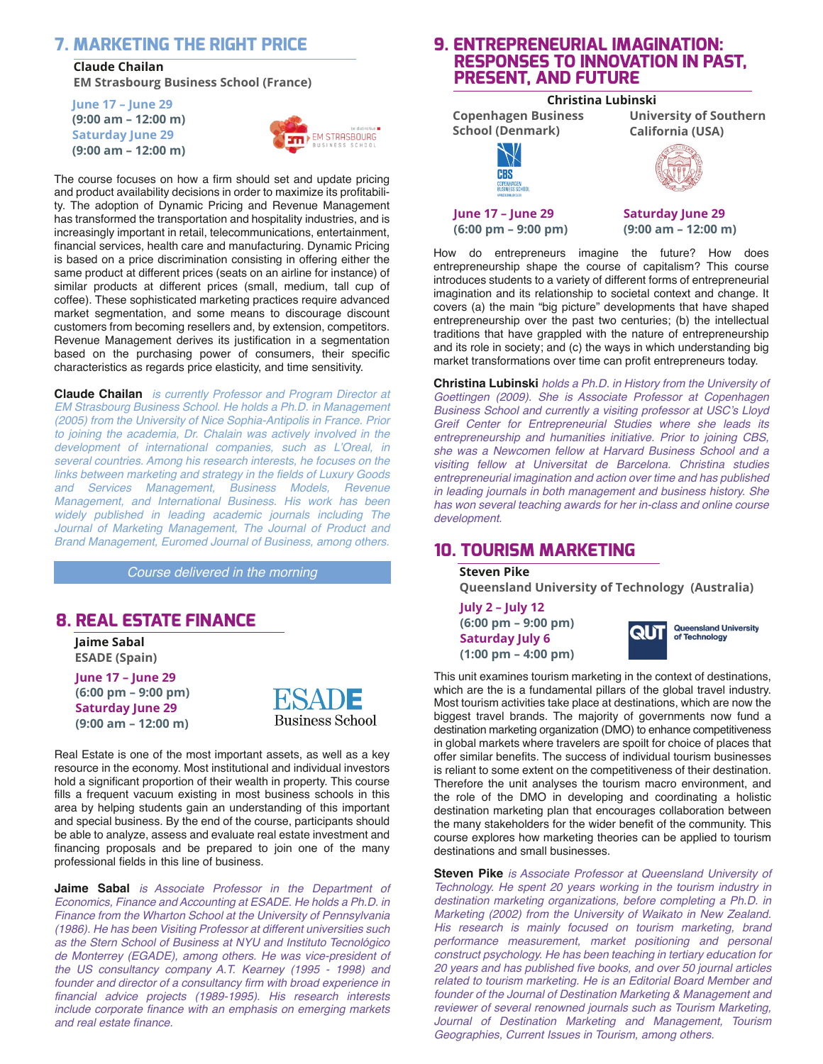## 7. MARKETING THE RIGHT PRICE

**Claude Chailan**
**EM Strasbourg Business School (France)**

**June 17 – June 29**
**(9:00 am – 12:00 m)**
**Saturday June 29**
**(9:00 am – 12:00 m)**

The course focuses on how a firm should set and update pricing and product availability decisions in order to maximize its profitability. The adoption of Dynamic Pricing and Revenue Management has transformed the transportation and hospitality industries, and is increasingly important in retail, telecommunications, entertainment, financial services, health care and manufacturing. Dynamic Pricing is based on a price discrimination consisting in offering either the same product at different prices (seats on an airline for instance) of similar products at different prices (small, medium, tall cup of coffee). These sophisticated marketing practices require advanced market segmentation, and some means to discourage discount customers from becoming resellers and, by extension, competitors. Revenue Management derives its justification in a segmentation based on the purchasing power of consumers, their specific characteristics as regards price elasticity, and time sensitivity.

**Claude Chailan** *is currently Professor and Program Director at EM Strasbourg Business School. He holds a Ph.D. in Management (2005) from the University of Nice Sophia-Antipolis in France. Prior to joining the academia, Dr. Chalain was actively involved in the development of international companies, such as L'Oreal, in several countries. Among his research interests, he focuses on the links between marketing and strategy in the fields of Luxury Goods and Services Management, Business Models, Revenue Management, and International Business. His work has been widely published in leading academic journals including The Journal of Marketing Management, The Journal of Product and Brand Management, Euromed Journal of Business, among others.*

*Course delivered in the morning*

## 8. REAL ESTATE FINANCE

**Jaime Sabal**
**ESADE (Spain)**

**June 17 – June 29**
**(6:00 pm – 9:00 pm)**
**Saturday June 29**
**(9:00 am – 12:00 m)**

Real Estate is one of the most important assets, as well as a key resource in the economy. Most institutional and individual investors hold a significant proportion of their wealth in property. This course fills a frequent vacuum existing in most business schools in this area by helping students gain an understanding of this important and special business. By the end of the course, participants should be able to analyze, assess and evaluate real estate investment and financing proposals and be prepared to join one of the many professional fields in this line of business.

**Jaime Sabal** *is Associate Professor in the Department of Economics, Finance and Accounting at ESADE. He holds a Ph.D. in Finance from the Wharton School at the University of Pennsylvania (1986). He has been Visiting Professor at different universities such as the Stern School of Business at NYU and Instituto Tecnológico de Monterrey (EGADE), among others. He was vice-president of the US consultancy company A.T. Kearney (1995 - 1998) and founder and director of a consultancy firm with broad experience in financial advice projects (1989-1995). His research interests include corporate finance with an emphasis on emerging markets and real estate finance.*

## 9. ENTREPRENEURIAL IMAGINATION: RESPONSES TO INNOVATION IN PAST, PRESENT, AND FUTURE

**Christina Lubinski**

**Copenhagen Business School (Denmark)**
**June 17 – June 29**
**(6:00 pm – 9:00 pm)**

**University of Southern California (USA)**
**Saturday June 29**
**(9:00 am – 12:00 m)**

How do entrepreneurs imagine the future? How does entrepreneurship shape the course of capitalism? This course introduces students to a variety of different forms of entrepreneurial imagination and its relationship to societal context and change. It covers (a) the main "big picture" developments that have shaped entrepreneurship over the past two centuries; (b) the intellectual traditions that have grappled with the nature of entrepreneurship and its role in society; and (c) the ways in which understanding big market transformations over time can profit entrepreneurs today.

**Christina Lubinski** *holds a Ph.D. in History from the University of Goettingen (2009). She is Associate Professor at Copenhagen Business School and currently a visiting professor at USC's Lloyd Greif Center for Entrepreneurial Studies where she leads its entrepreneurship and humanities initiative. Prior to joining CBS, she was a Newcomen fellow at Harvard Business School and a visiting fellow at Universitat de Barcelona. Christina studies entrepreneurial imagination and action over time and has published in leading journals in both management and business history. She has won several teaching awards for her in-class and online course development.*

## 10. TOURISM MARKETING

**Steven Pike**
**Queensland University of Technology (Australia)**

**July 2 – July 12**
**(6:00 pm – 9:00 pm)**
**Saturday July 6**
**(1:00 pm – 4:00 pm)**

This unit examines tourism marketing in the context of destinations, which are the is a fundamental pillars of the global travel industry. Most tourism activities take place at destinations, which are now the biggest travel brands. The majority of governments now fund a destination marketing organization (DMO) to enhance competitiveness in global markets where travelers are spoilt for choice of places that offer similar benefits. The success of individual tourism businesses is reliant to some extent on the competitiveness of their destination. Therefore the unit analyses the tourism macro environment, and the role of the DMO in developing and coordinating a holistic destination marketing plan that encourages collaboration between the many stakeholders for the wider benefit of the community. This course explores how marketing theories can be applied to tourism destinations and small businesses.

**Steven Pike** *is Associate Professor at Queensland University of Technology. He spent 20 years working in the tourism industry in destination marketing organizations, before completing a Ph.D. in Marketing (2002) from the University of Waikato in New Zealand. His research is mainly focused on tourism marketing, brand performance measurement, market positioning and personal construct psychology. He has been teaching in tertiary education for 20 years and has published five books, and over 50 journal articles related to tourism marketing. He is an Editorial Board Member and founder of the Journal of Destination Marketing & Management and reviewer of several renowned journals such as Tourism Marketing, Journal of Destination Marketing and Management, Tourism Geographies, Current Issues in Tourism, among others.*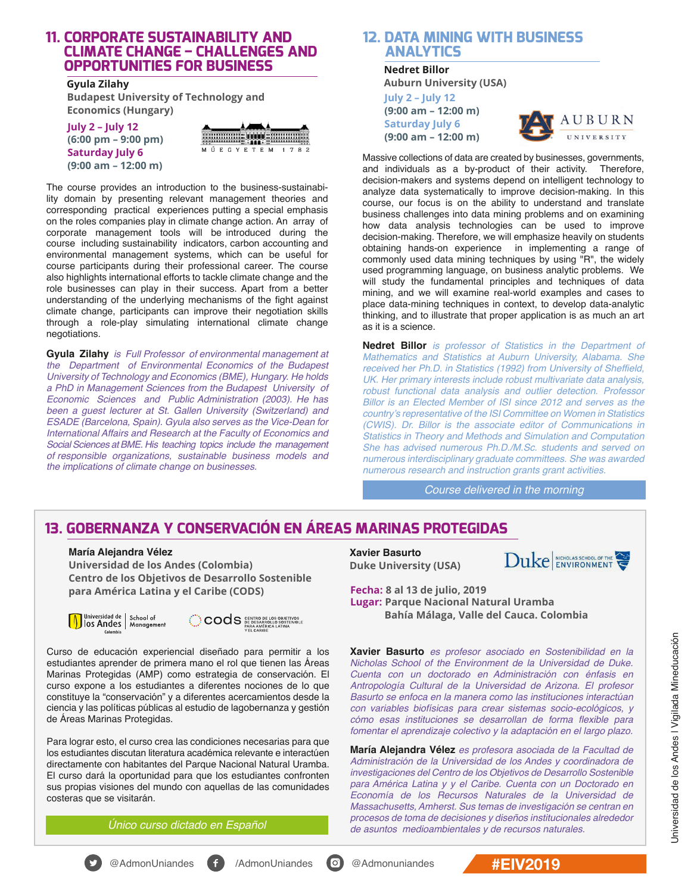## 11. CORPORATE SUSTAINABILITY AND CLIMATE CHANGE – CHALLENGES AND OPPORTUNITIES FOR BUSINESS

**Gyula Zilahy**
**Budapest University of Technology and Economics (Hungary)**

**July 2 – July 12**
**(6:00 pm – 9:00 pm)**
**Saturday July 6**
**(9:00 am – 12:00 m)**

MŰEGYETEM 1782

The course provides an introduction to the business-sustainability domain by presenting relevant management theories and corresponding practical experiences putting a special emphasis on the roles companies play in climate change action. An array of corporate management tools will be introduced during the course including sustainability indicators, carbon accounting and environmental management systems, which can be useful for course participants during their professional career. The course also highlights international efforts to tackle climate change and the role businesses can play in their success. Apart from a better understanding of the underlying mechanisms of the fight against climate change, participants can improve their negotiation skills through a role-play simulating international climate change negotiations.

**Gyula Zilahy** *is Full Professor of environmental management at the Department of Environmental Economics of the Budapest University of Technology and Economics (BME), Hungary. He holds a PhD in Management Sciences from the Budapest University of Economic Sciences and Public Administration (2003). He has been a guest lecturer at St. Gallen University (Switzerland) and ESADE (Barcelona, Spain). Gyula also serves as the Vice-Dean for International Affairs and Research at the Faculty of Economics and Social Sciences at BME. His teaching topics include the management of responsible organizations, sustainable business models and the implications of climate change on businesses.*

## 12. DATA MINING WITH BUSINESS ANALYTICS

**Nedret Billor**
**Auburn University (USA)**

**July 2 – July 12**
**(9:00 am – 12:00 m)**
**Saturday July 6**
**(9:00 am – 12:00 m)**

AUBURN UNIVERSITY

Massive collections of data are created by businesses, governments, and individuals as a by-product of their activity. Therefore, decision-makers and systems depend on intelligent technology to analyze data systematically to improve decision-making. In this course, our focus is on the ability to understand and translate business challenges into data mining problems and on examining how data analysis technologies can be used to improve decision-making. Therefore, we will emphasize heavily on students obtaining hands-on experience in implementing a range of commonly used data mining techniques by using "R", the widely used programming language, on business analytic problems. We will study the fundamental principles and techniques of data mining, and we will examine real-world examples and cases to place data-mining techniques in context, to develop data-analytic thinking, and to illustrate that proper application is as much an art as it is a science.

**Nedret Billor** *is professor of Statistics in the Department of Mathematics and Statistics at Auburn University, Alabama. She received her Ph.D. in Statistics (1992) from University of Sheffield, UK. Her primary interests include robust multivariate data analysis, robust functional data analysis and outlier detection. Professor Billor is an Elected Member of ISI since 2012 and serves as the country's representative of the ISI Committee on Women in Statistics (CWIS). Dr. Billor is the associate editor of Communications in Statistics in Theory and Methods and Simulation and Computation She has advised numerous Ph.D./M.Sc. students and served on numerous interdisciplinary graduate committees. She was awarded numerous research and instruction grants grant activities.*

*Course delivered in the morning*

## 13. GOBERNANZA Y CONSERVACIÓN EN ÁREAS MARINAS PROTEGIDAS

**María Alejandra Vélez**
**Universidad de los Andes (Colombia)**
**Centro de los Objetivos de Desarrollo Sostenible para América Latina y el Caribe (CODS)**

Universidad de los Andes Colombia | School of Management
cods CENTRO DE LOS OBJETIVOS DE DESARROLLO SOSTENIBLE PARA AMÉRICA LATINA Y EL CARIBE

**Xavier Basurto**
**Duke University (USA)**

Duke NICHOLAS SCHOOL OF THE ENVIRONMENT

**Fecha: 8 al 13 de julio, 2019**
**Lugar: Parque Nacional Natural Uramba Bahía Málaga, Valle del Cauca. Colombia**

Curso de educación experiencial diseñado para permitir a los estudiantes aprender de primera mano el rol que tienen las Áreas Marinas Protegidas (AMP) como estrategia de conservación. El curso expone a los estudiantes a diferentes nociones de lo que constituye la "conservación" y a diferentes acercamientos desde la ciencia y las políticas públicas al estudio de lagobernanza y gestión de Áreas Marinas Protegidas.

Para lograr esto, el curso crea las condiciones necesarias para que los estudiantes discutan literatura académica relevante e interactúen directamente con habitantes del Parque Nacional Natural Uramba. El curso dará la oportunidad para que los estudiantes confronten sus propias visiones del mundo con aquellas de las comunidades costeras que se visitarán.

*Único curso dictado en Español*

**Xavier Basurto** *es profesor asociado en Sostenibilidad en la Nicholas School of the Environment de la Universidad de Duke. Cuenta con un doctorado en Administración con énfasis en Antropología Cultural de la Universidad de Arizona. El profesor Basurto se enfoca en la manera como las instituciones interactúan con variables biofísicas para crear sistemas socio-ecológicos, y cómo esas instituciones se desarrollan de forma flexible para fomentar el aprendizaje colectivo y la adaptación en el largo plazo.*

**María Alejandra Vélez** *es profesora asociada de la Facultad de Administración de la Universidad de los Andes y coordinadora de investigaciones del Centro de los Objetivos de Desarrollo Sostenible para América Latina y y el Caribe. Cuenta con un Doctorado en Economía de los Recursos Naturales de la Universidad de Massachusetts, Amherst. Sus temas de investigación se centran en procesos de toma de decisiones y diseños institucionales alrededor de asuntos medioambientales y de recursos naturales.*

@AdmonUniandes /AdmonUniandes @Admonuniandes **#EIV2019**

Universidad de los Andes | Vigilada Mineducación